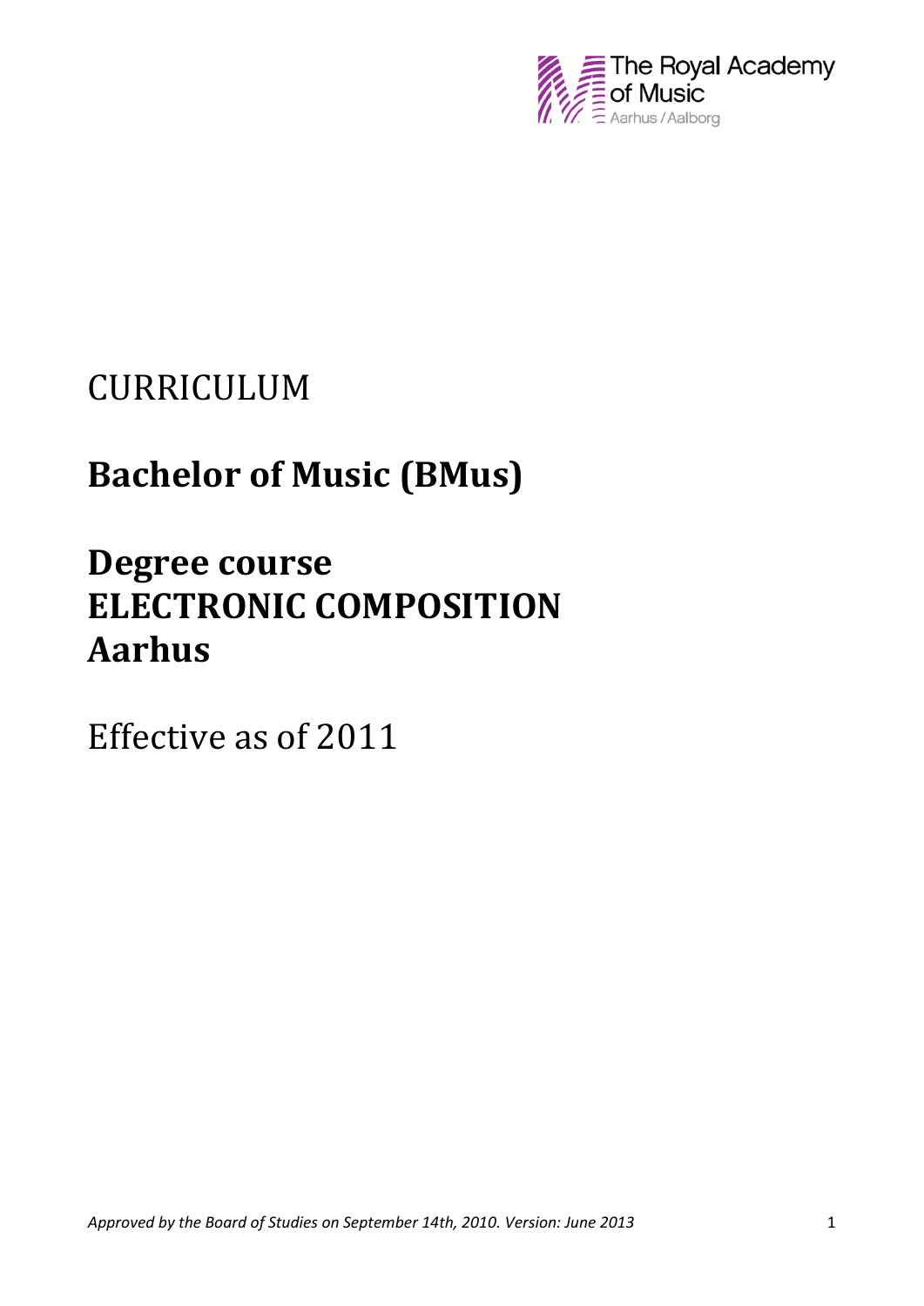The Royal Academy of Music
Aarhus / Aalborg

CURRICULUM

# Bachelor of Music (BMus)

# Degree course ELECTRONIC COMPOSITION Aarhus

Effective as of 2011

*Approved by the Board of Studies on September 14th, 2010. Version: June 2013*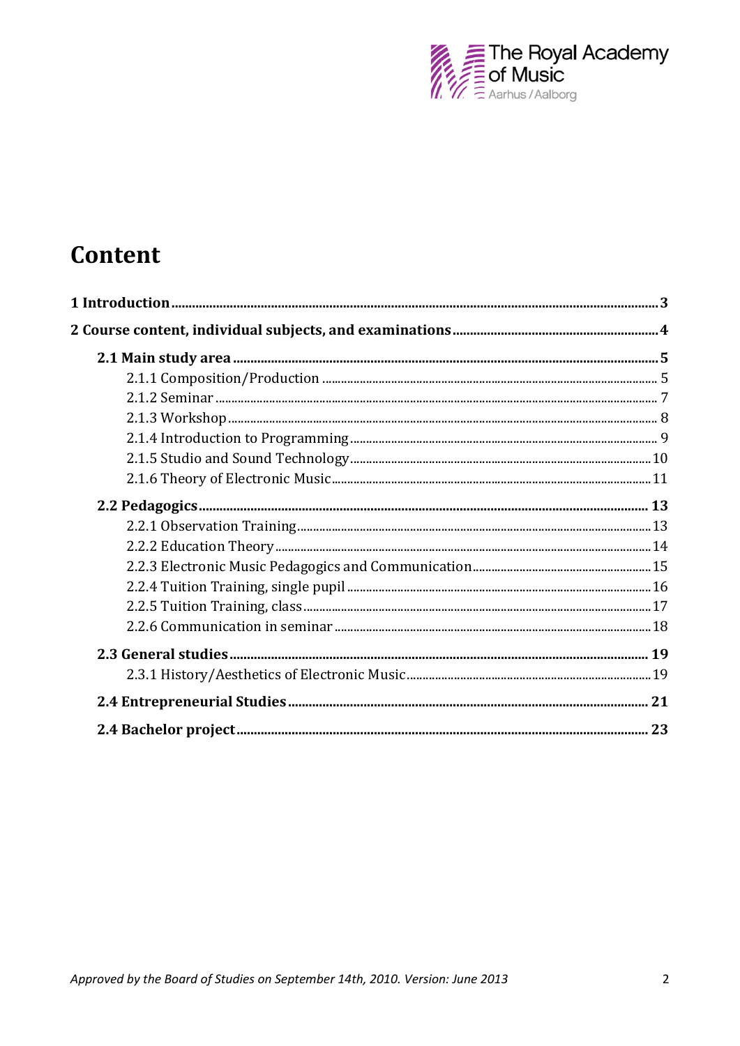# Content

1 Introduction .......... 3

2 Course content, individual subjects, and examinations .......... 4

- 2.1 Main study area .......... 5
  - 2.1.1 Composition/Production .......... 5
  - 2.1.2 Seminar .......... 7
  - 2.1.3 Workshop .......... 8
  - 2.1.4 Introduction to Programming .......... 9
  - 2.1.5 Studio and Sound Technology .......... 10
  - 2.1.6 Theory of Electronic Music .......... 11
- 2.2 Pedagogics .......... 13
  - 2.2.1 Observation Training .......... 13
  - 2.2.2 Education Theory .......... 14
  - 2.2.3 Electronic Music Pedagogics and Communication .......... 15
  - 2.2.4 Tuition Training, single pupil .......... 16
  - 2.2.5 Tuition Training, class .......... 17
  - 2.2.6 Communication in seminar .......... 18
- 2.3 General studies .......... 19
  - 2.3.1 History/Aesthetics of Electronic Music .......... 19
- 2.4 Entrepreneurial Studies .......... 21
- 2.4 Bachelor project .......... 23

*Approved by the Board of Studies on September 14th, 2010. Version: June 2013*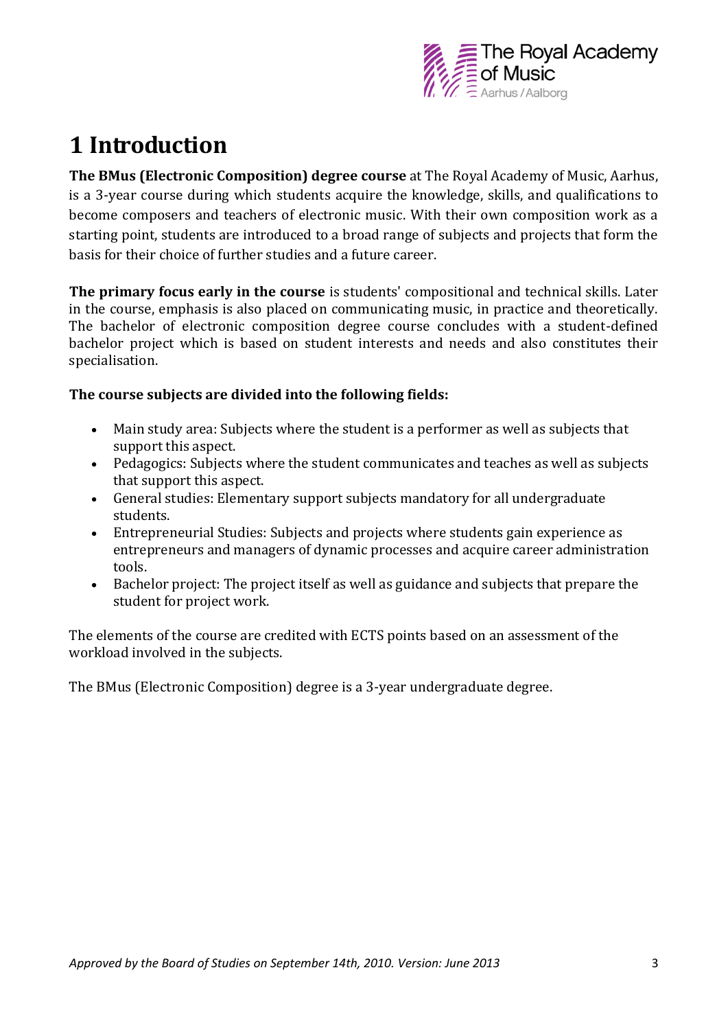# 1 Introduction

**The BMus (Electronic Composition) degree course** at The Royal Academy of Music, Aarhus, is a 3-year course during which students acquire the knowledge, skills, and qualifications to become composers and teachers of electronic music. With their own composition work as a starting point, students are introduced to a broad range of subjects and projects that form the basis for their choice of further studies and a future career.

**The primary focus early in the course** is students' compositional and technical skills. Later in the course, emphasis is also placed on communicating music, in practice and theoretically. The bachelor of electronic composition degree course concludes with a student-defined bachelor project which is based on student interests and needs and also constitutes their specialisation.

**The course subjects are divided into the following fields:**

- Main study area: Subjects where the student is a performer as well as subjects that support this aspect.
- Pedagogics: Subjects where the student communicates and teaches as well as subjects that support this aspect.
- General studies: Elementary support subjects mandatory for all undergraduate students.
- Entrepreneurial Studies: Subjects and projects where students gain experience as entrepreneurs and managers of dynamic processes and acquire career administration tools.
- Bachelor project: The project itself as well as guidance and subjects that prepare the student for project work.

The elements of the course are credited with ECTS points based on an assessment of the workload involved in the subjects.

The BMus (Electronic Composition) degree is a 3-year undergraduate degree.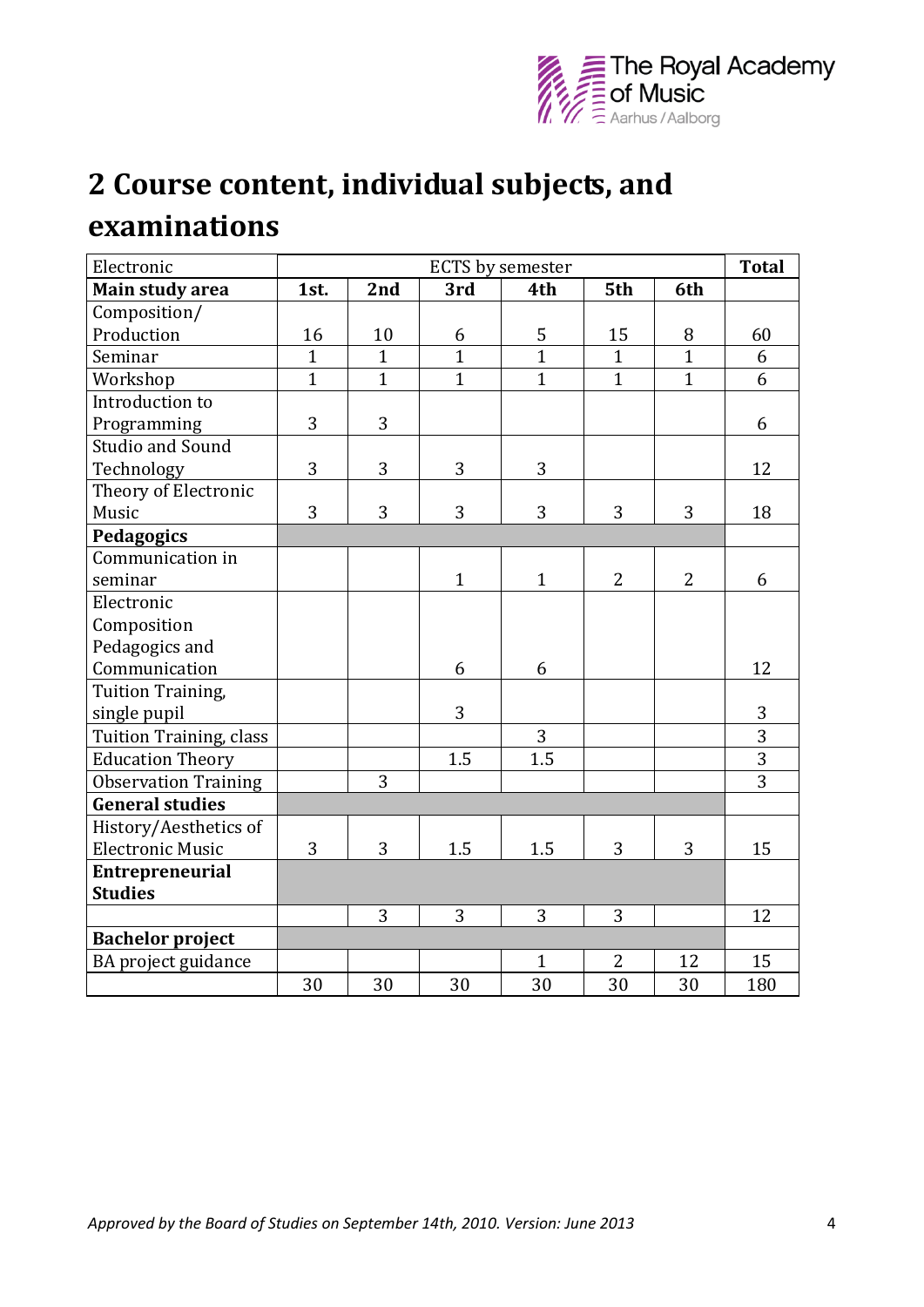# 2 Course content, individual subjects, and examinations

| Electronic | ECTS by semester | | | | | | **Total** |
|---|---|---|---|---|---|---|---|
| **Main study area** | **1st.** | **2nd** | **3rd** | **4th** | **5th** | **6th** | |
| Composition/ Production | 16 | 10 | 6 | 5 | 15 | 8 | 60 |
| Seminar | 1 | 1 | 1 | 1 | 1 | 1 | 6 |
| Workshop | 1 | 1 | 1 | 1 | 1 | 1 | 6 |
| Introduction to Programming | 3 | 3 | | | | | 6 |
| Studio and Sound Technology | 3 | 3 | 3 | 3 | | | 12 |
| Theory of Electronic Music | 3 | 3 | 3 | 3 | 3 | 3 | 18 |
| **Pedagogics** | | | | | | | |
| Communication in seminar | | | 1 | 1 | 2 | 2 | 6 |
| Electronic Composition Pedagogics and Communication | | | 6 | 6 | | | 12 |
| Tuition Training, single pupil | | | 3 | | | | 3 |
| Tuition Training, class | | | | 3 | | | 3 |
| Education Theory | | | 1.5 | 1.5 | | | 3 |
| Observation Training | | 3 | | | | | 3 |
| **General studies** | | | | | | | |
| History/Aesthetics of Electronic Music | 3 | 3 | 1.5 | 1.5 | 3 | 3 | 15 |
| **Entrepreneurial Studies** | | | | | | | |
| | | 3 | 3 | 3 | 3 | | 12 |
| **Bachelor project** | | | | | | | |
| BA project guidance | | | | 1 | 2 | 12 | 15 |
| | 30 | 30 | 30 | 30 | 30 | 30 | 180 |

*Approved by the Board of Studies on September 14th, 2010. Version: June 2013*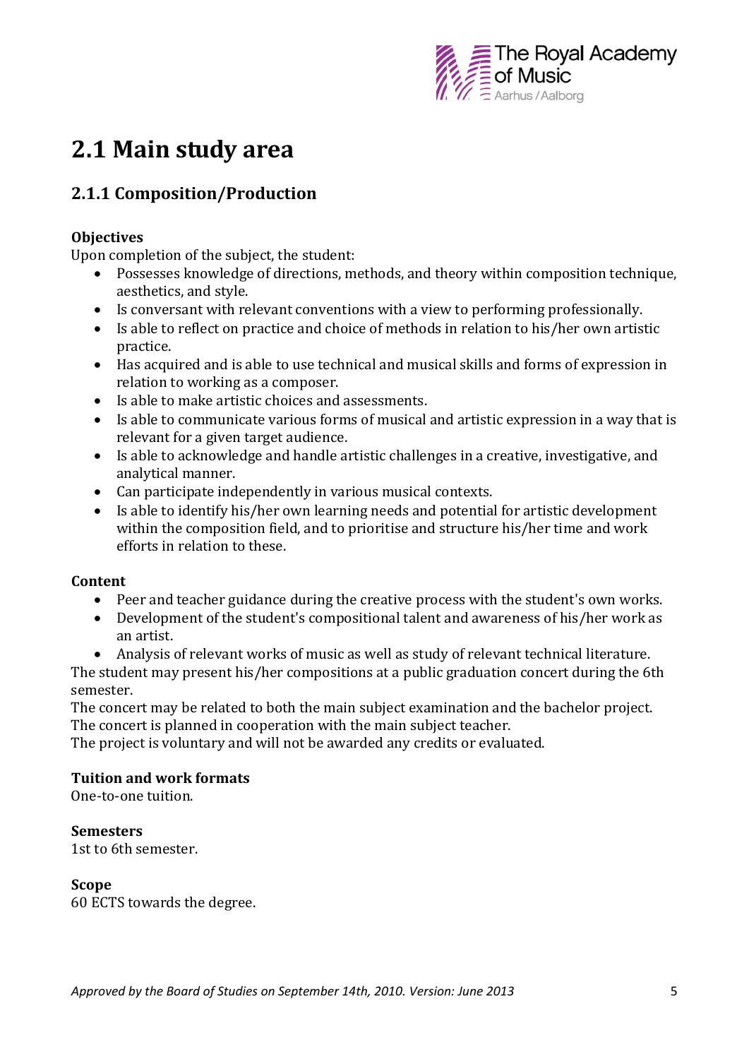# 2.1 Main study area

## 2.1.1 Composition/Production

**Objectives**

Upon completion of the subject, the student:

- Possesses knowledge of directions, methods, and theory within composition technique, aesthetics, and style.
- Is conversant with relevant conventions with a view to performing professionally.
- Is able to reflect on practice and choice of methods in relation to his/her own artistic practice.
- Has acquired and is able to use technical and musical skills and forms of expression in relation to working as a composer.
- Is able to make artistic choices and assessments.
- Is able to communicate various forms of musical and artistic expression in a way that is relevant for a given target audience.
- Is able to acknowledge and handle artistic challenges in a creative, investigative, and analytical manner.
- Can participate independently in various musical contexts.
- Is able to identify his/her own learning needs and potential for artistic development within the composition field, and to prioritise and structure his/her time and work efforts in relation to these.

**Content**

- Peer and teacher guidance during the creative process with the student's own works.
- Development of the student's compositional talent and awareness of his/her work as an artist.
- Analysis of relevant works of music as well as study of relevant technical literature.

The student may present his/her compositions at a public graduation concert during the 6th semester.
The concert may be related to both the main subject examination and the bachelor project.
The concert is planned in cooperation with the main subject teacher.
The project is voluntary and will not be awarded any credits or evaluated.

**Tuition and work formats**

One-to-one tuition.

**Semesters**

1st to 6th semester.

**Scope**

60 ECTS towards the degree.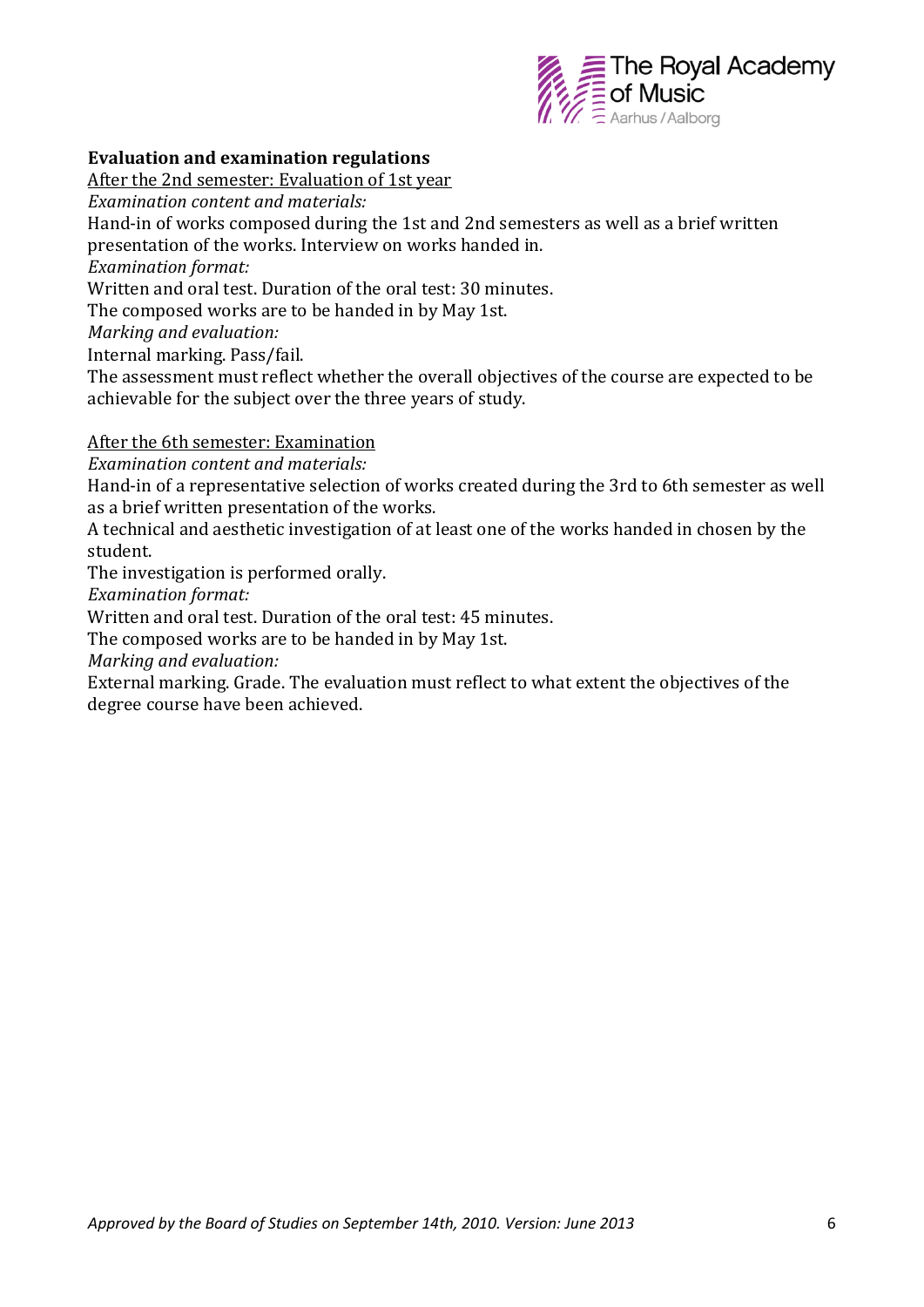**Evaluation and examination regulations**

After the 2nd semester: Evaluation of 1st year

*Examination content and materials:*

Hand-in of works composed during the 1st and 2nd semesters as well as a brief written presentation of the works. Interview on works handed in.

*Examination format:*

Written and oral test. Duration of the oral test: 30 minutes.

The composed works are to be handed in by May 1st.

*Marking and evaluation:*

Internal marking. Pass/fail.

The assessment must reflect whether the overall objectives of the course are expected to be achievable for the subject over the three years of study.

After the 6th semester: Examination

*Examination content and materials:*

Hand-in of a representative selection of works created during the 3rd to 6th semester as well as a brief written presentation of the works.

A technical and aesthetic investigation of at least one of the works handed in chosen by the student.

The investigation is performed orally.

*Examination format:*

Written and oral test. Duration of the oral test: 45 minutes.

The composed works are to be handed in by May 1st.

*Marking and evaluation:*

External marking. Grade. The evaluation must reflect to what extent the objectives of the degree course have been achieved.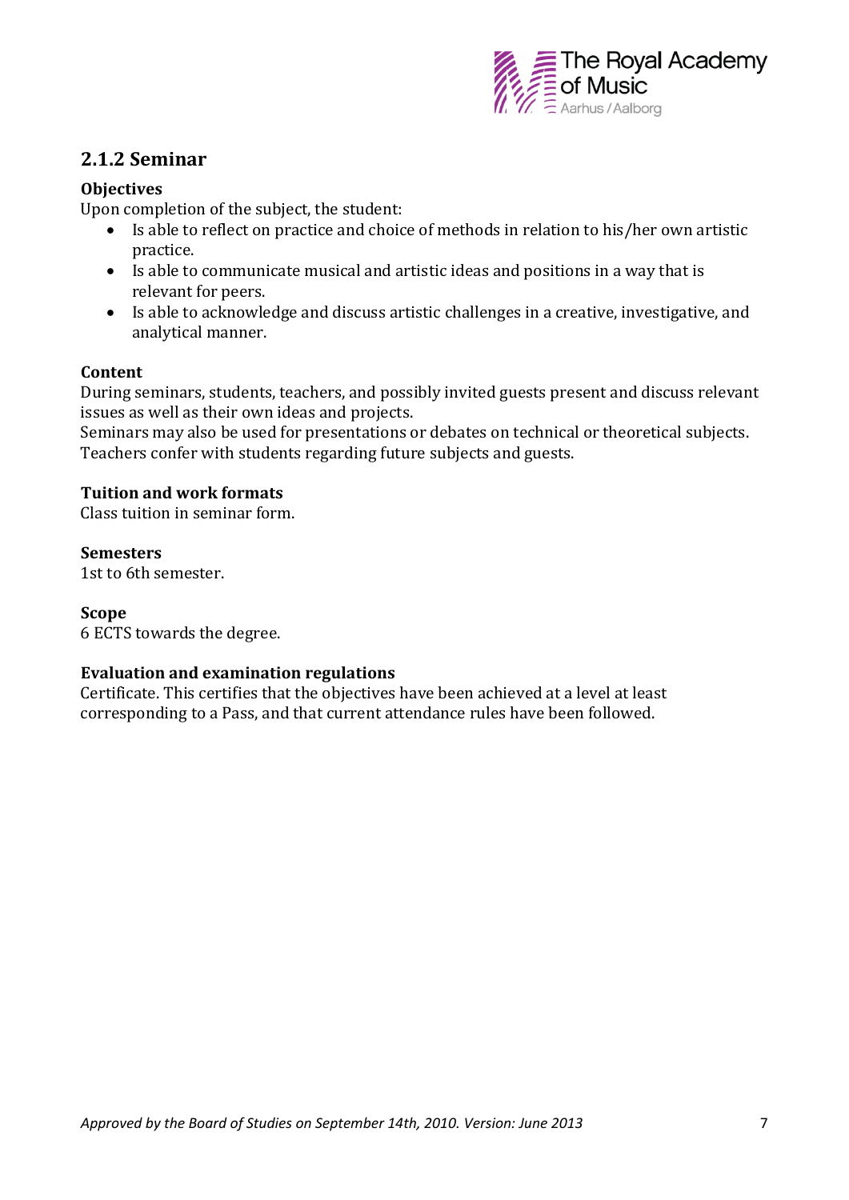## 2.1.2 Seminar

**Objectives**

Upon completion of the subject, the student:

- Is able to reflect on practice and choice of methods in relation to his/her own artistic practice.
- Is able to communicate musical and artistic ideas and positions in a way that is relevant for peers.
- Is able to acknowledge and discuss artistic challenges in a creative, investigative, and analytical manner.

**Content**

During seminars, students, teachers, and possibly invited guests present and discuss relevant issues as well as their own ideas and projects.
Seminars may also be used for presentations or debates on technical or theoretical subjects.
Teachers confer with students regarding future subjects and guests.

**Tuition and work formats**

Class tuition in seminar form.

**Semesters**

1st to 6th semester.

**Scope**

6 ECTS towards the degree.

**Evaluation and examination regulations**

Certificate. This certifies that the objectives have been achieved at a level at least corresponding to a Pass, and that current attendance rules have been followed.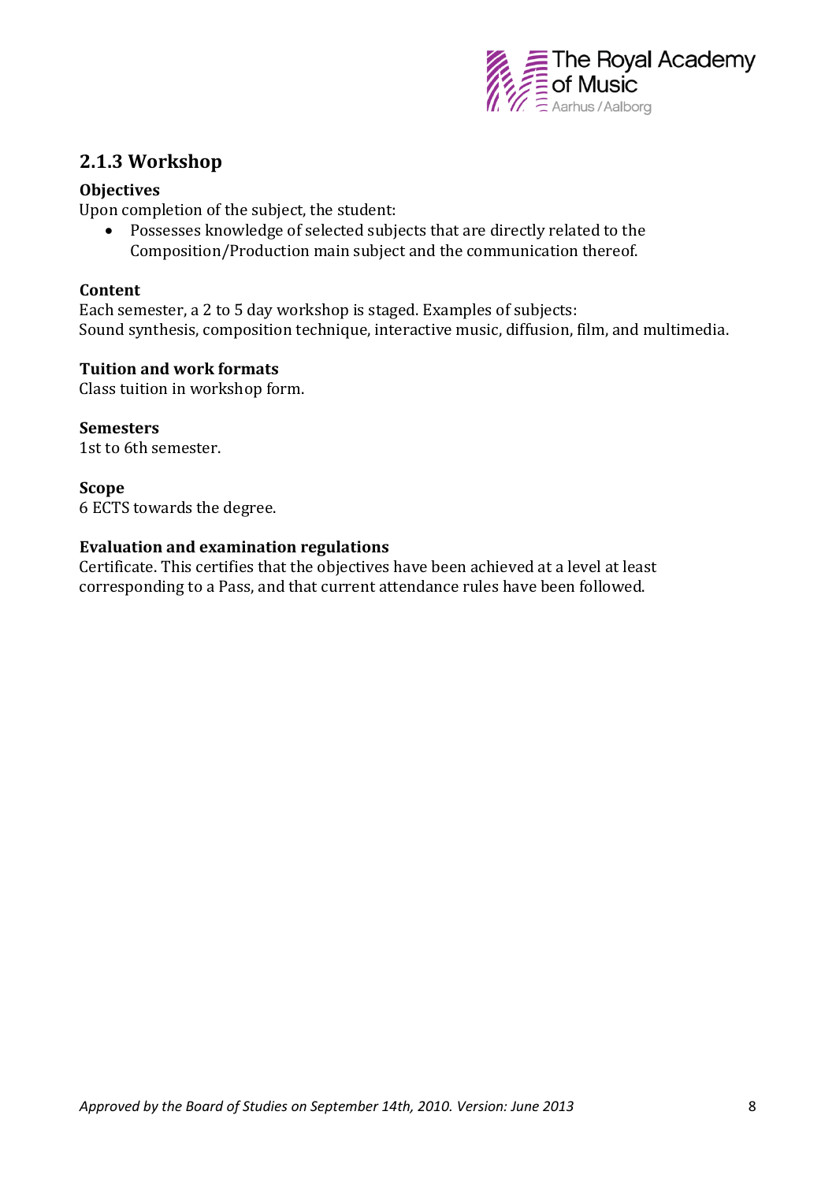### 2.1.3 Workshop

**Objectives**
Upon completion of the subject, the student:

- Possesses knowledge of selected subjects that are directly related to the Composition/Production main subject and the communication thereof.

**Content**
Each semester, a 2 to 5 day workshop is staged. Examples of subjects:
Sound synthesis, composition technique, interactive music, diffusion, film, and multimedia.

**Tuition and work formats**
Class tuition in workshop form.

**Semesters**
1st to 6th semester.

**Scope**
6 ECTS towards the degree.

**Evaluation and examination regulations**
Certificate. This certifies that the objectives have been achieved at a level at least corresponding to a Pass, and that current attendance rules have been followed.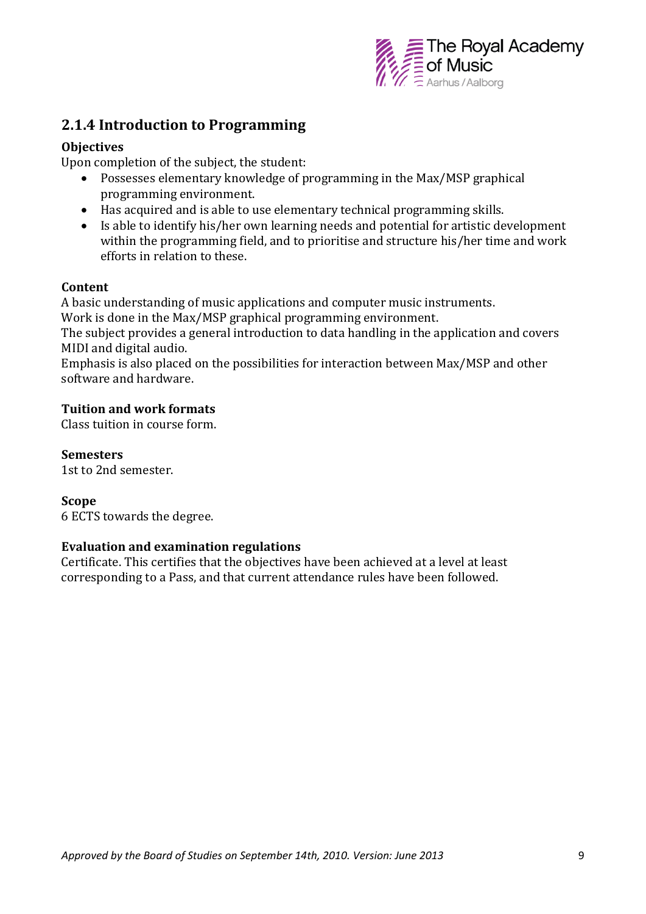## 2.1.4 Introduction to Programming

**Objectives**

Upon completion of the subject, the student:

- Possesses elementary knowledge of programming in the Max/MSP graphical programming environment.
- Has acquired and is able to use elementary technical programming skills.
- Is able to identify his/her own learning needs and potential for artistic development within the programming field, and to prioritise and structure his/her time and work efforts in relation to these.

**Content**

A basic understanding of music applications and computer music instruments.
Work is done in the Max/MSP graphical programming environment.
The subject provides a general introduction to data handling in the application and covers MIDI and digital audio.
Emphasis is also placed on the possibilities for interaction between Max/MSP and other software and hardware.

**Tuition and work formats**

Class tuition in course form.

**Semesters**

1st to 2nd semester.

**Scope**

6 ECTS towards the degree.

**Evaluation and examination regulations**

Certificate. This certifies that the objectives have been achieved at a level at least corresponding to a Pass, and that current attendance rules have been followed.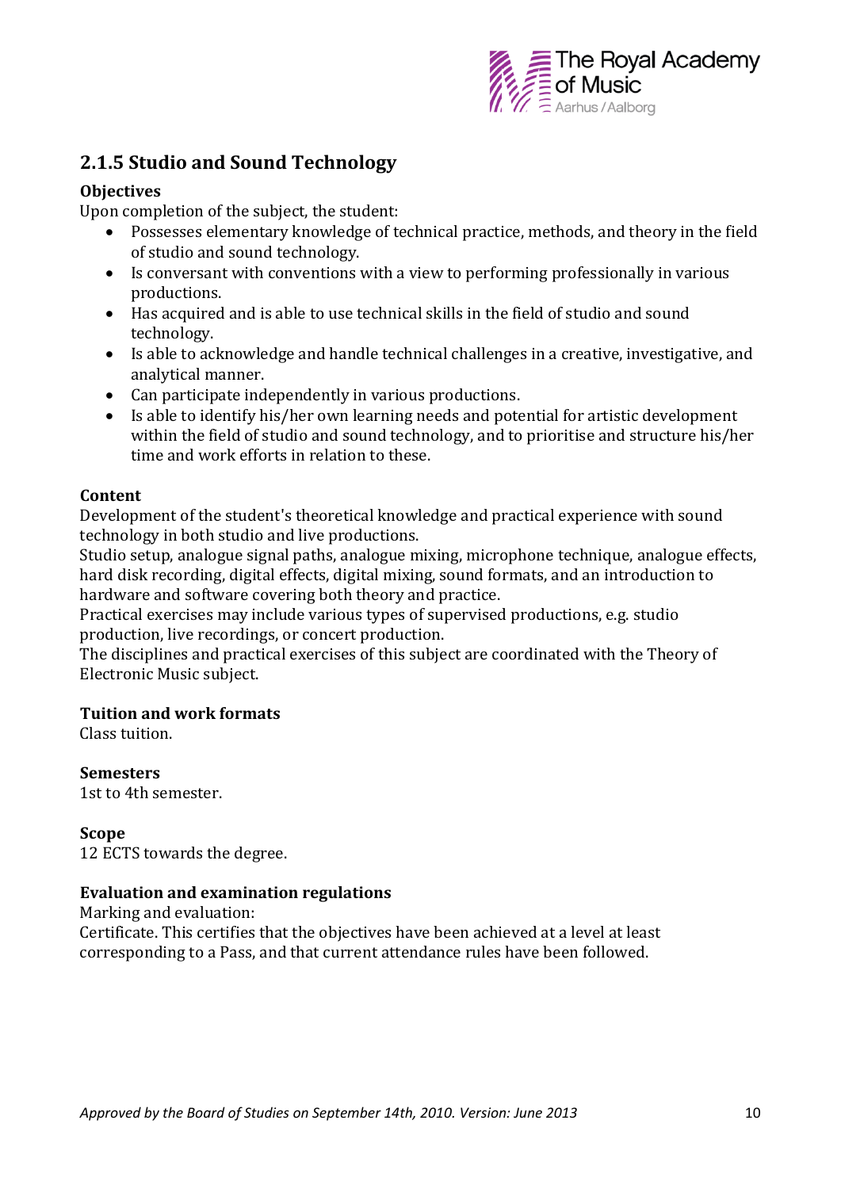## 2.1.5 Studio and Sound Technology

**Objectives**

Upon completion of the subject, the student:

- Possesses elementary knowledge of technical practice, methods, and theory in the field of studio and sound technology.
- Is conversant with conventions with a view to performing professionally in various productions.
- Has acquired and is able to use technical skills in the field of studio and sound technology.
- Is able to acknowledge and handle technical challenges in a creative, investigative, and analytical manner.
- Can participate independently in various productions.
- Is able to identify his/her own learning needs and potential for artistic development within the field of studio and sound technology, and to prioritise and structure his/her time and work efforts in relation to these.

**Content**

Development of the student's theoretical knowledge and practical experience with sound technology in both studio and live productions.

Studio setup, analogue signal paths, analogue mixing, microphone technique, analogue effects, hard disk recording, digital effects, digital mixing, sound formats, and an introduction to hardware and software covering both theory and practice.

Practical exercises may include various types of supervised productions, e.g. studio production, live recordings, or concert production.

The disciplines and practical exercises of this subject are coordinated with the Theory of Electronic Music subject.

**Tuition and work formats**

Class tuition.

**Semesters**

1st to 4th semester.

**Scope**

12 ECTS towards the degree.

**Evaluation and examination regulations**

Marking and evaluation:

Certificate. This certifies that the objectives have been achieved at a level at least corresponding to a Pass, and that current attendance rules have been followed.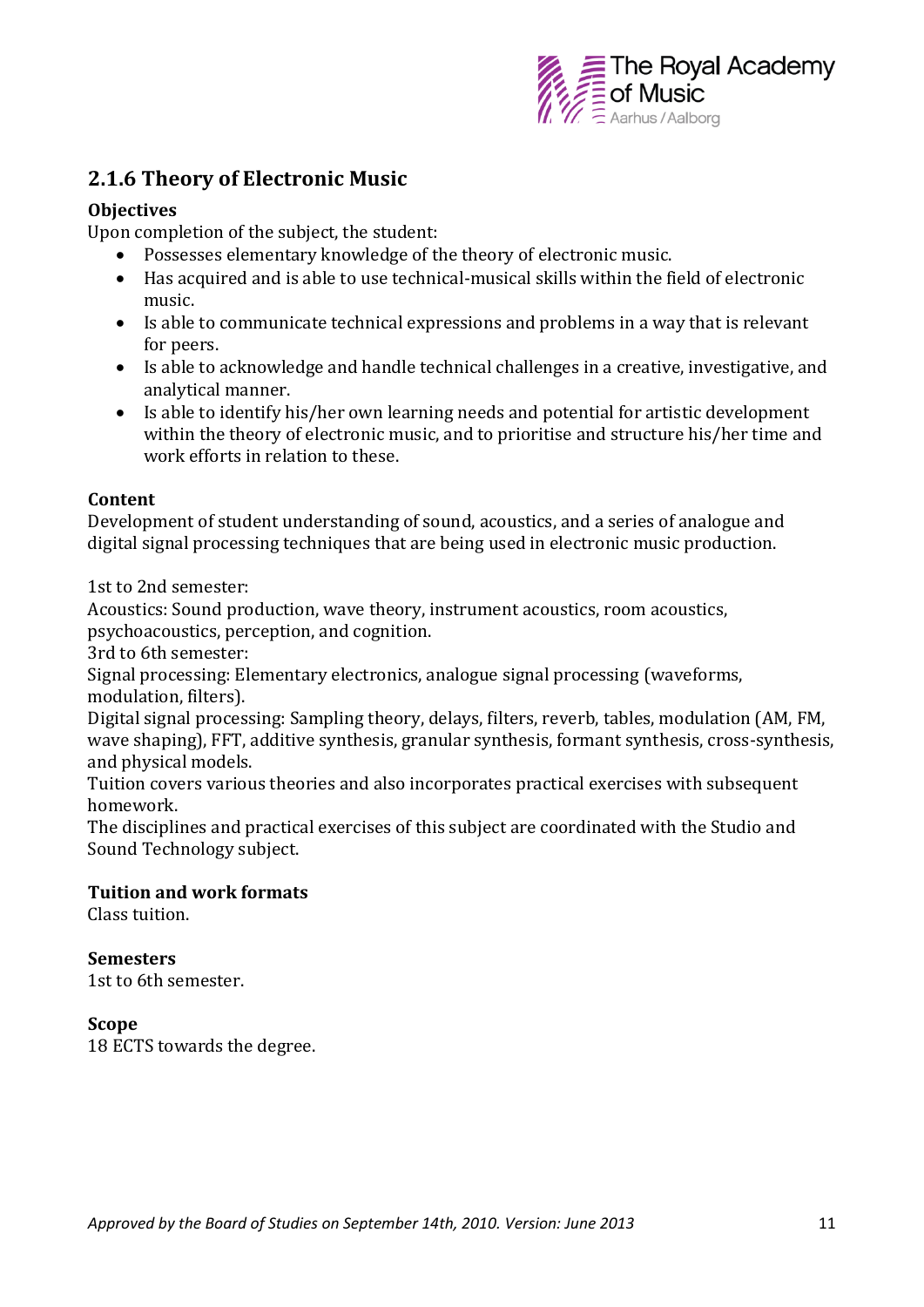## 2.1.6 Theory of Electronic Music

**Objectives**

Upon completion of the subject, the student:

- Possesses elementary knowledge of the theory of electronic music.
- Has acquired and is able to use technical-musical skills within the field of electronic music.
- Is able to communicate technical expressions and problems in a way that is relevant for peers.
- Is able to acknowledge and handle technical challenges in a creative, investigative, and analytical manner.
- Is able to identify his/her own learning needs and potential for artistic development within the theory of electronic music, and to prioritise and structure his/her time and work efforts in relation to these.

**Content**

Development of student understanding of sound, acoustics, and a series of analogue and digital signal processing techniques that are being used in electronic music production.

1st to 2nd semester:
Acoustics: Sound production, wave theory, instrument acoustics, room acoustics, psychoacoustics, perception, and cognition.
3rd to 6th semester:
Signal processing: Elementary electronics, analogue signal processing (waveforms, modulation, filters).
Digital signal processing: Sampling theory, delays, filters, reverb, tables, modulation (AM, FM, wave shaping), FFT, additive synthesis, granular synthesis, formant synthesis, cross-synthesis, and physical models.
Tuition covers various theories and also incorporates practical exercises with subsequent homework.
The disciplines and practical exercises of this subject are coordinated with the Studio and Sound Technology subject.

**Tuition and work formats**

Class tuition.

**Semesters**

1st to 6th semester.

**Scope**

18 ECTS towards the degree.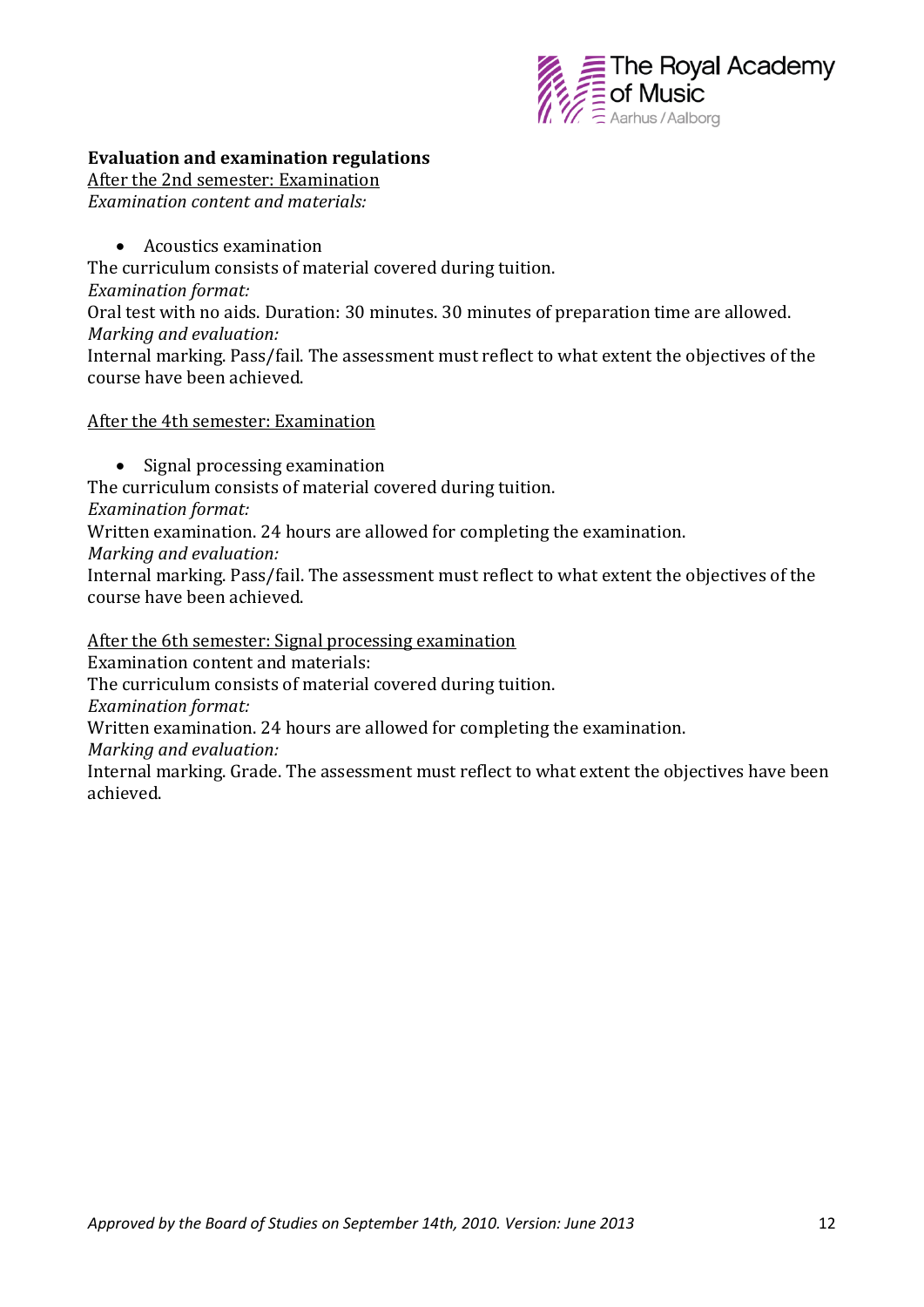**Evaluation and examination regulations**

After the 2nd semester: Examination

*Examination content and materials:*

- Acoustics examination

The curriculum consists of material covered during tuition.

*Examination format:*

Oral test with no aids. Duration: 30 minutes. 30 minutes of preparation time are allowed.

*Marking and evaluation:*

Internal marking. Pass/fail. The assessment must reflect to what extent the objectives of the course have been achieved.

After the 4th semester: Examination

- Signal processing examination

The curriculum consists of material covered during tuition.

*Examination format:*

Written examination. 24 hours are allowed for completing the examination.

*Marking and evaluation:*

Internal marking. Pass/fail. The assessment must reflect to what extent the objectives of the course have been achieved.

After the 6th semester: Signal processing examination

Examination content and materials:

The curriculum consists of material covered during tuition.

*Examination format:*

Written examination. 24 hours are allowed for completing the examination.

*Marking and evaluation:*

Internal marking. Grade. The assessment must reflect to what extent the objectives have been achieved.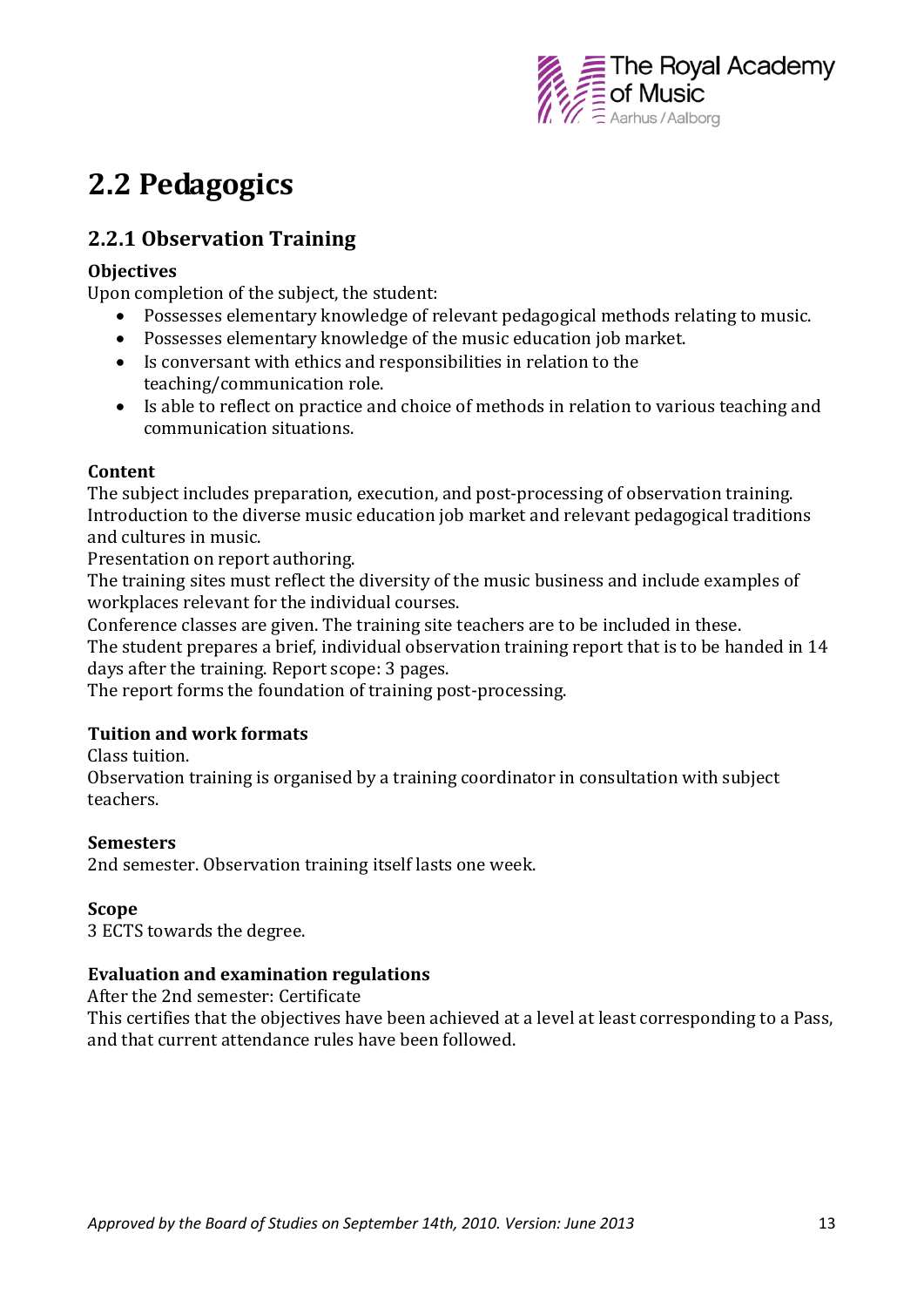# 2.2 Pedagogics

## 2.2.1 Observation Training

### Objectives

Upon completion of the subject, the student:

- Possesses elementary knowledge of relevant pedagogical methods relating to music.
- Possesses elementary knowledge of the music education job market.
- Is conversant with ethics and responsibilities in relation to the teaching/communication role.
- Is able to reflect on practice and choice of methods in relation to various teaching and communication situations.

### Content

The subject includes preparation, execution, and post-processing of observation training.
Introduction to the diverse music education job market and relevant pedagogical traditions and cultures in music.
Presentation on report authoring.
The training sites must reflect the diversity of the music business and include examples of workplaces relevant for the individual courses.
Conference classes are given. The training site teachers are to be included in these.
The student prepares a brief, individual observation training report that is to be handed in 14 days after the training. Report scope: 3 pages.
The report forms the foundation of training post-processing.

### Tuition and work formats

Class tuition.
Observation training is organised by a training coordinator in consultation with subject teachers.

### Semesters

2nd semester. Observation training itself lasts one week.

### Scope

3 ECTS towards the degree.

### Evaluation and examination regulations

After the 2nd semester: Certificate
This certifies that the objectives have been achieved at a level at least corresponding to a Pass, and that current attendance rules have been followed.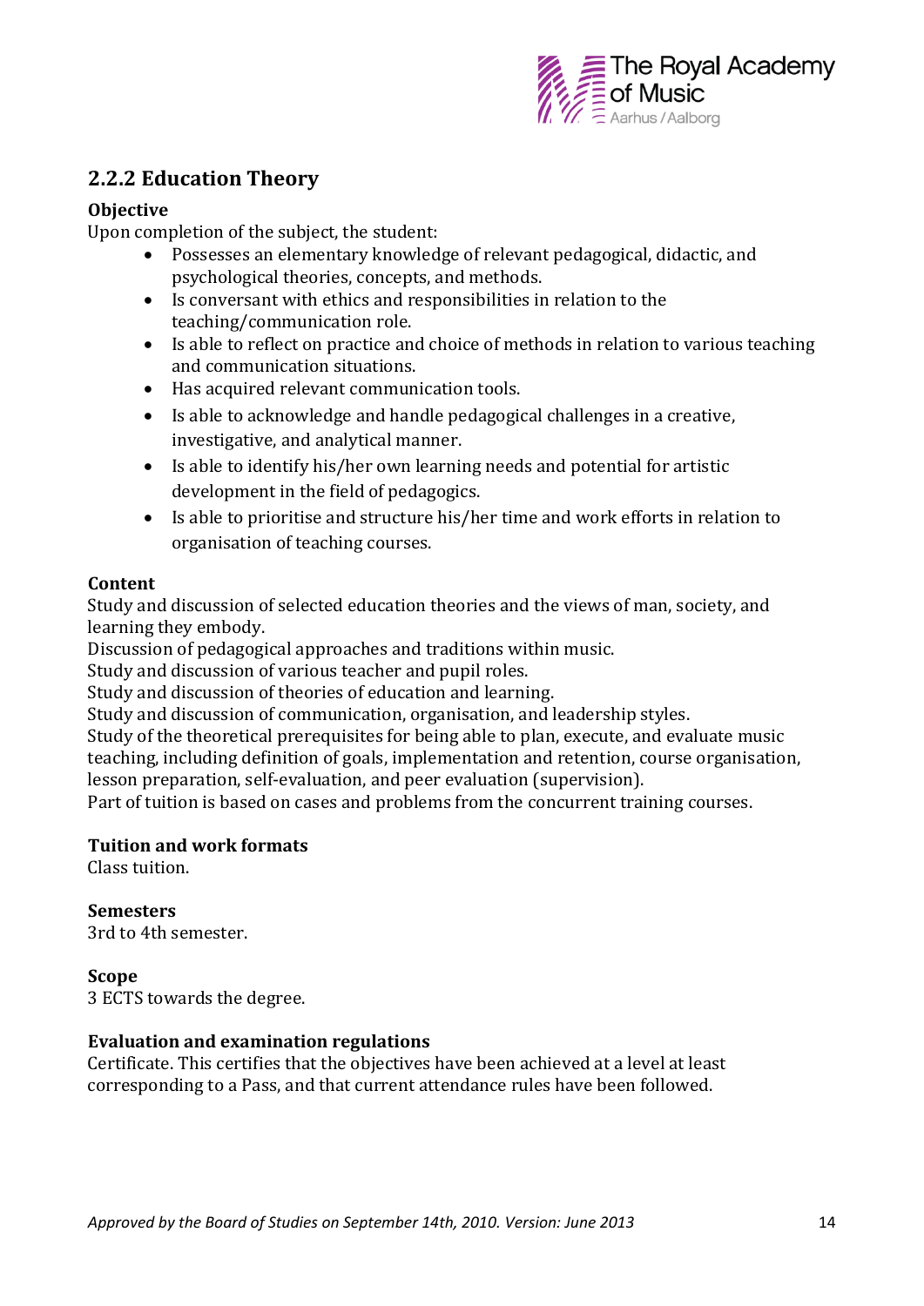## 2.2.2 Education Theory

**Objective**

Upon completion of the subject, the student:

- Possesses an elementary knowledge of relevant pedagogical, didactic, and psychological theories, concepts, and methods.
- Is conversant with ethics and responsibilities in relation to the teaching/communication role.
- Is able to reflect on practice and choice of methods in relation to various teaching and communication situations.
- Has acquired relevant communication tools.
- Is able to acknowledge and handle pedagogical challenges in a creative, investigative, and analytical manner.
- Is able to identify his/her own learning needs and potential for artistic development in the field of pedagogics.
- Is able to prioritise and structure his/her time and work efforts in relation to organisation of teaching courses.

**Content**

Study and discussion of selected education theories and the views of man, society, and learning they embody.
Discussion of pedagogical approaches and traditions within music.
Study and discussion of various teacher and pupil roles.
Study and discussion of theories of education and learning.
Study and discussion of communication, organisation, and leadership styles.
Study of the theoretical prerequisites for being able to plan, execute, and evaluate music teaching, including definition of goals, implementation and retention, course organisation, lesson preparation, self-evaluation, and peer evaluation (supervision).
Part of tuition is based on cases and problems from the concurrent training courses.

**Tuition and work formats**

Class tuition.

**Semesters**

3rd to 4th semester.

**Scope**

3 ECTS towards the degree.

**Evaluation and examination regulations**

Certificate. This certifies that the objectives have been achieved at a level at least corresponding to a Pass, and that current attendance rules have been followed.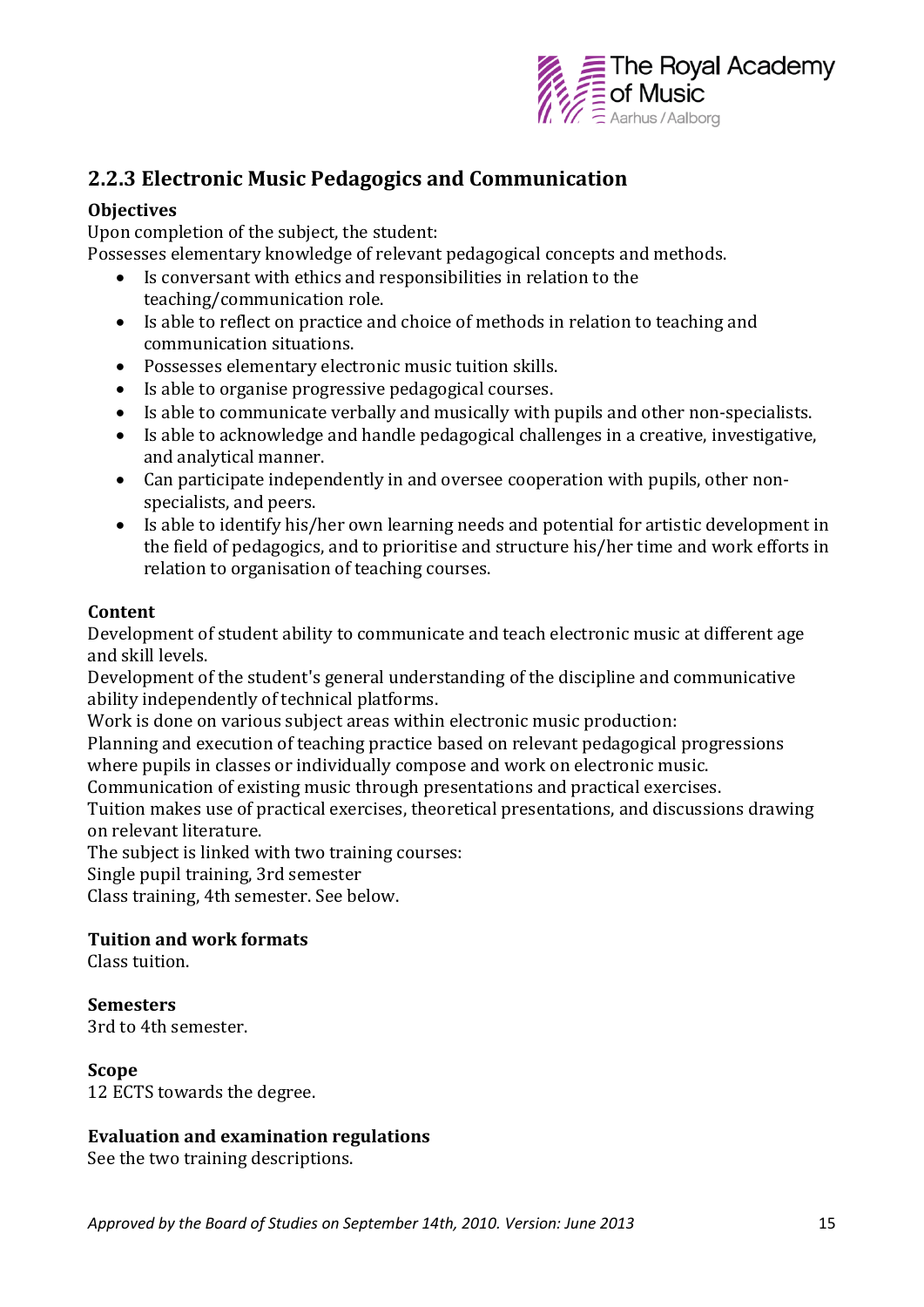## 2.2.3 Electronic Music Pedagogics and Communication

**Objectives**

Upon completion of the subject, the student:

Possesses elementary knowledge of relevant pedagogical concepts and methods.

- Is conversant with ethics and responsibilities in relation to the teaching/communication role.
- Is able to reflect on practice and choice of methods in relation to teaching and communication situations.
- Possesses elementary electronic music tuition skills.
- Is able to organise progressive pedagogical courses.
- Is able to communicate verbally and musically with pupils and other non-specialists.
- Is able to acknowledge and handle pedagogical challenges in a creative, investigative, and analytical manner.
- Can participate independently in and oversee cooperation with pupils, other non-specialists, and peers.
- Is able to identify his/her own learning needs and potential for artistic development in the field of pedagogics, and to prioritise and structure his/her time and work efforts in relation to organisation of teaching courses.

**Content**

Development of student ability to communicate and teach electronic music at different age and skill levels.

Development of the student's general understanding of the discipline and communicative ability independently of technical platforms.

Work is done on various subject areas within electronic music production:

Planning and execution of teaching practice based on relevant pedagogical progressions where pupils in classes or individually compose and work on electronic music.

Communication of existing music through presentations and practical exercises.

Tuition makes use of practical exercises, theoretical presentations, and discussions drawing on relevant literature.

The subject is linked with two training courses:

Single pupil training, 3rd semester

Class training, 4th semester. See below.

**Tuition and work formats**

Class tuition.

**Semesters**

3rd to 4th semester.

**Scope**

12 ECTS towards the degree.

**Evaluation and examination regulations**

See the two training descriptions.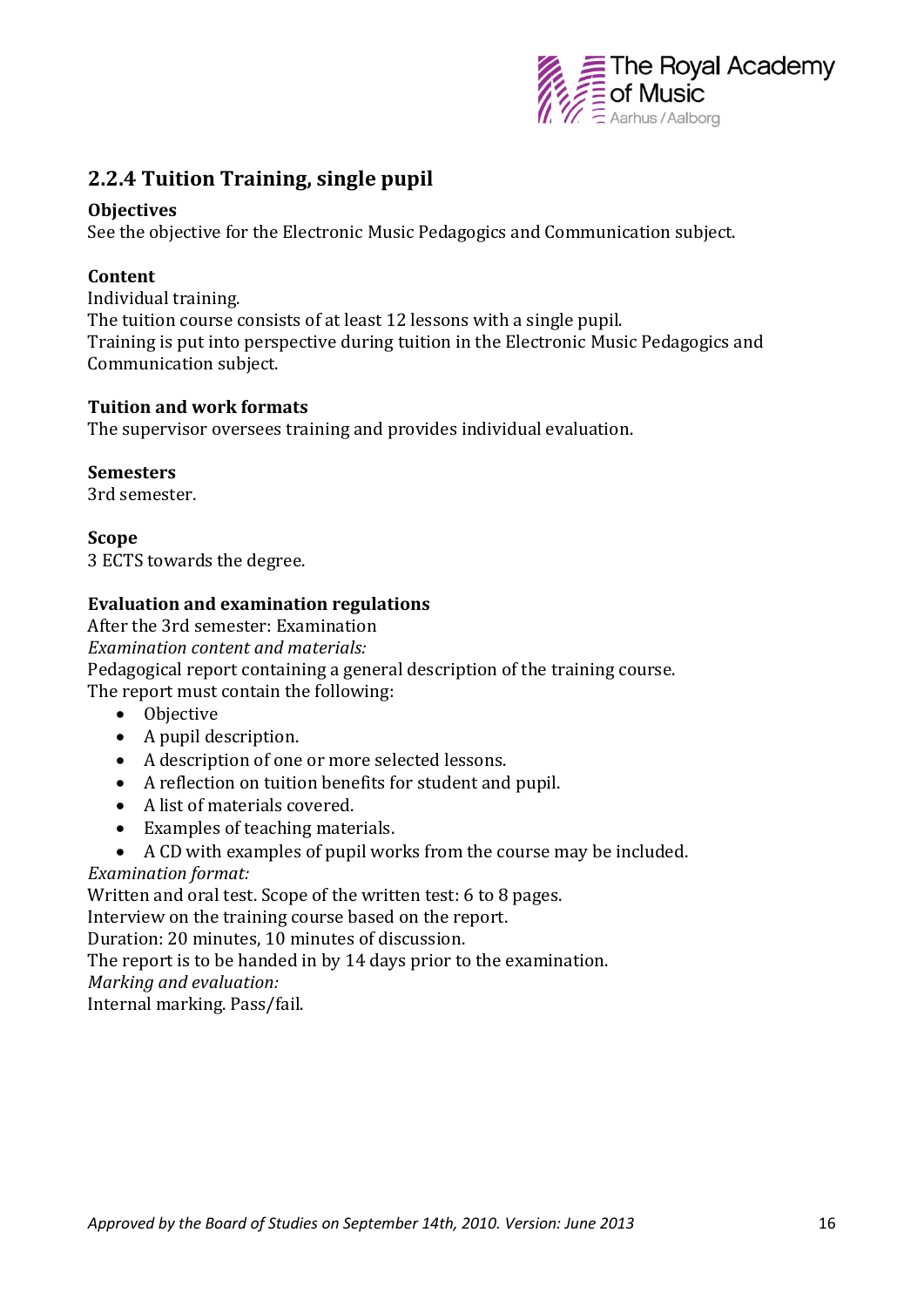## 2.2.4 Tuition Training, single pupil

**Objectives**
See the objective for the Electronic Music Pedagogics and Communication subject.

**Content**
Individual training.
The tuition course consists of at least 12 lessons with a single pupil.
Training is put into perspective during tuition in the Electronic Music Pedagogics and Communication subject.

**Tuition and work formats**
The supervisor oversees training and provides individual evaluation.

**Semesters**
3rd semester.

**Scope**
3 ECTS towards the degree.

**Evaluation and examination regulations**
After the 3rd semester: Examination
*Examination content and materials:*
Pedagogical report containing a general description of the training course.
The report must contain the following:

- Objective
- A pupil description.
- A description of one or more selected lessons.
- A reflection on tuition benefits for student and pupil.
- A list of materials covered.
- Examples of teaching materials.
- A CD with examples of pupil works from the course may be included.

*Examination format:*
Written and oral test. Scope of the written test: 6 to 8 pages.
Interview on the training course based on the report.
Duration: 20 minutes, 10 minutes of discussion.
The report is to be handed in by 14 days prior to the examination.
*Marking and evaluation:*
Internal marking. Pass/fail.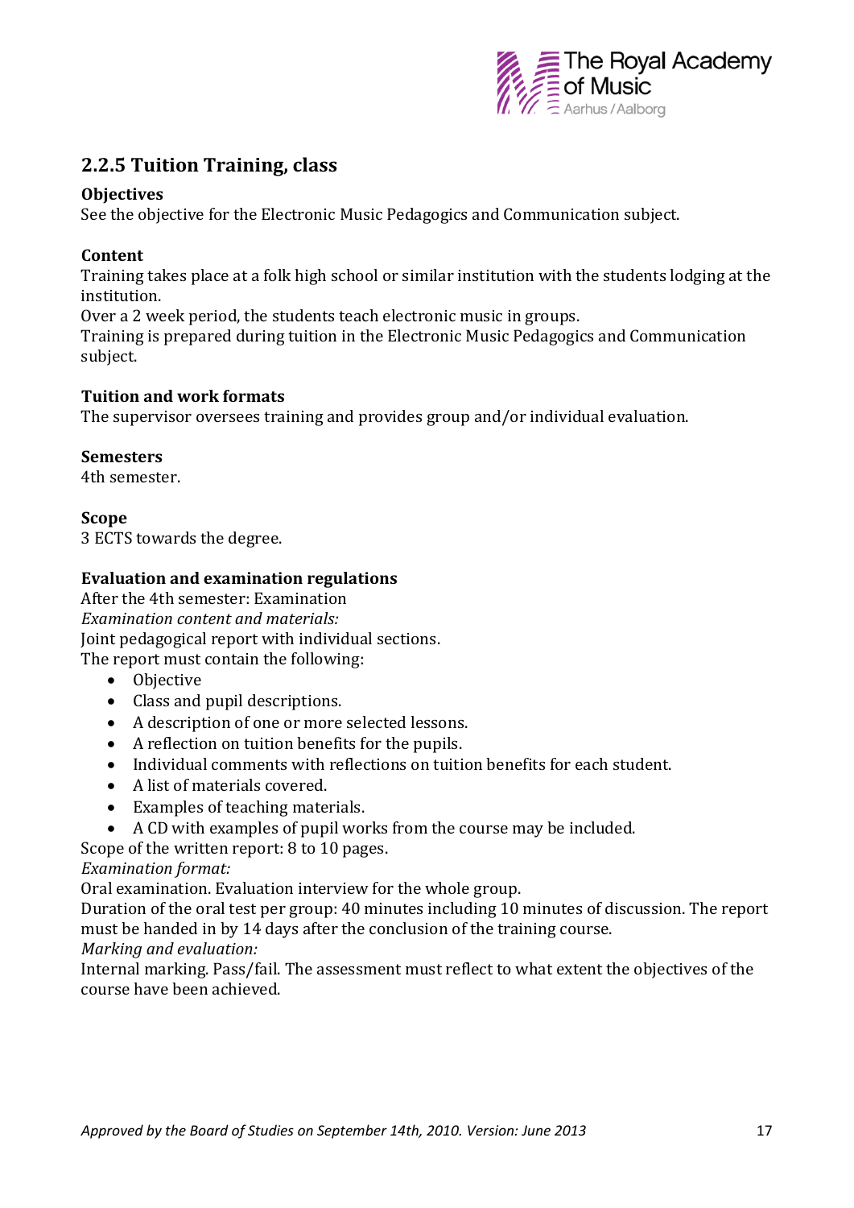## 2.2.5 Tuition Training, class

**Objectives**

See the objective for the Electronic Music Pedagogics and Communication subject.

**Content**

Training takes place at a folk high school or similar institution with the students lodging at the institution.

Over a 2 week period, the students teach electronic music in groups.

Training is prepared during tuition in the Electronic Music Pedagogics and Communication subject.

**Tuition and work formats**

The supervisor oversees training and provides group and/or individual evaluation.

**Semesters**

4th semester.

**Scope**

3 ECTS towards the degree.

**Evaluation and examination regulations**

After the 4th semester: Examination

*Examination content and materials:*

Joint pedagogical report with individual sections.

The report must contain the following:

- Objective
- Class and pupil descriptions.
- A description of one or more selected lessons.
- A reflection on tuition benefits for the pupils.
- Individual comments with reflections on tuition benefits for each student.
- A list of materials covered.
- Examples of teaching materials.
- A CD with examples of pupil works from the course may be included.

Scope of the written report: 8 to 10 pages.

*Examination format:*

Oral examination. Evaluation interview for the whole group.

Duration of the oral test per group: 40 minutes including 10 minutes of discussion. The report must be handed in by 14 days after the conclusion of the training course.

*Marking and evaluation:*

Internal marking. Pass/fail. The assessment must reflect to what extent the objectives of the course have been achieved.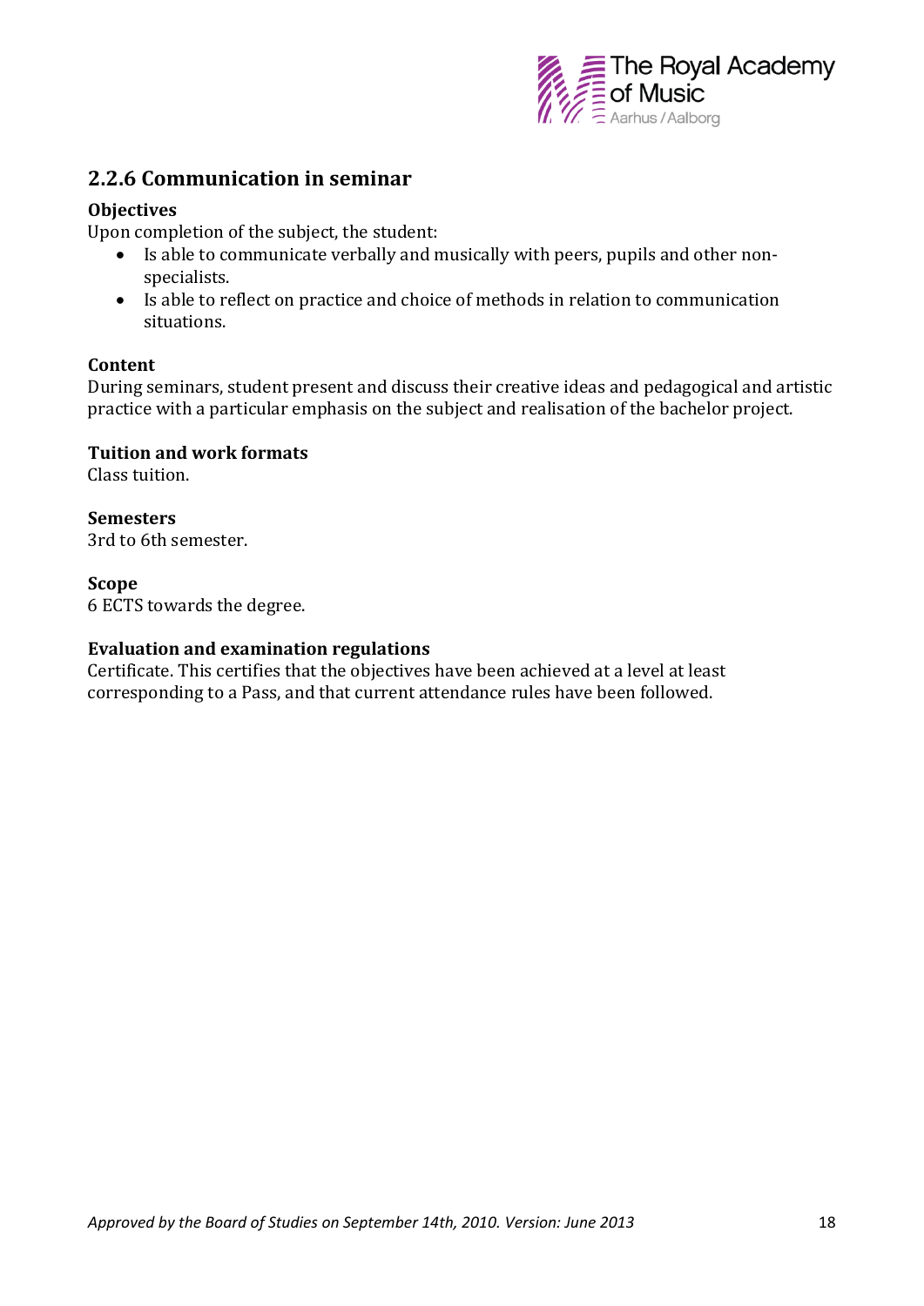## 2.2.6 Communication in seminar

**Objectives**

Upon completion of the subject, the student:

- Is able to communicate verbally and musically with peers, pupils and other non-specialists.
- Is able to reflect on practice and choice of methods in relation to communication situations.

**Content**

During seminars, student present and discuss their creative ideas and pedagogical and artistic practice with a particular emphasis on the subject and realisation of the bachelor project.

**Tuition and work formats**

Class tuition.

**Semesters**

3rd to 6th semester.

**Scope**

6 ECTS towards the degree.

**Evaluation and examination regulations**

Certificate. This certifies that the objectives have been achieved at a level at least corresponding to a Pass, and that current attendance rules have been followed.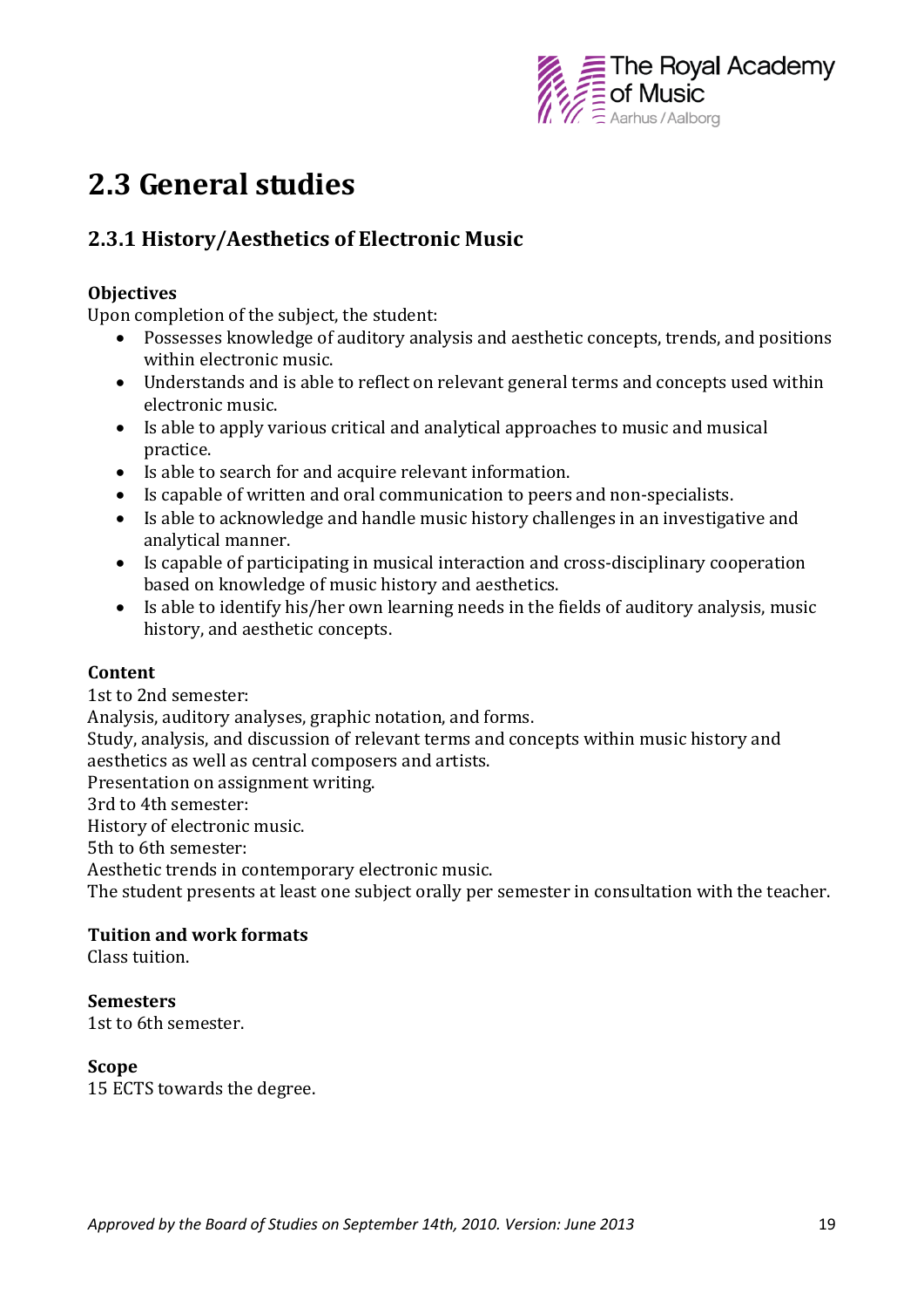# 2.3 General studies

## 2.3.1 History/Aesthetics of Electronic Music

**Objectives**

Upon completion of the subject, the student:

- Possesses knowledge of auditory analysis and aesthetic concepts, trends, and positions within electronic music.
- Understands and is able to reflect on relevant general terms and concepts used within electronic music.
- Is able to apply various critical and analytical approaches to music and musical practice.
- Is able to search for and acquire relevant information.
- Is capable of written and oral communication to peers and non-specialists.
- Is able to acknowledge and handle music history challenges in an investigative and analytical manner.
- Is capable of participating in musical interaction and cross-disciplinary cooperation based on knowledge of music history and aesthetics.
- Is able to identify his/her own learning needs in the fields of auditory analysis, music history, and aesthetic concepts.

**Content**

1st to 2nd semester:
Analysis, auditory analyses, graphic notation, and forms.
Study, analysis, and discussion of relevant terms and concepts within music history and aesthetics as well as central composers and artists.
Presentation on assignment writing.
3rd to 4th semester:
History of electronic music.
5th to 6th semester:
Aesthetic trends in contemporary electronic music.
The student presents at least one subject orally per semester in consultation with the teacher.

**Tuition and work formats**

Class tuition.

**Semesters**

1st to 6th semester.

**Scope**

15 ECTS towards the degree.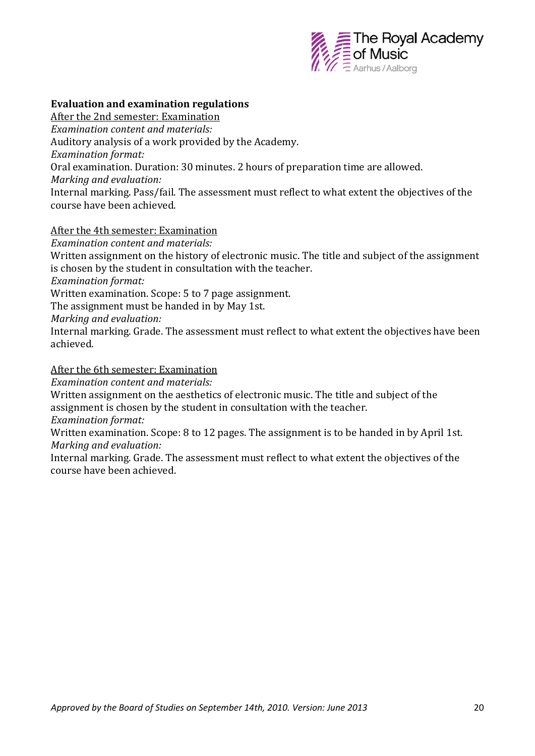**Evaluation and examination regulations**

After the 2nd semester: Examination

*Examination content and materials:*

Auditory analysis of a work provided by the Academy.

*Examination format:*

Oral examination. Duration: 30 minutes. 2 hours of preparation time are allowed.

*Marking and evaluation:*

Internal marking. Pass/fail. The assessment must reflect to what extent the objectives of the course have been achieved.

After the 4th semester: Examination

*Examination content and materials:*

Written assignment on the history of electronic music. The title and subject of the assignment is chosen by the student in consultation with the teacher.

*Examination format:*

Written examination. Scope: 5 to 7 page assignment.

The assignment must be handed in by May 1st.

*Marking and evaluation:*

Internal marking. Grade. The assessment must reflect to what extent the objectives have been achieved.

After the 6th semester: Examination

*Examination content and materials:*

Written assignment on the aesthetics of electronic music. The title and subject of the assignment is chosen by the student in consultation with the teacher.

*Examination format:*

Written examination. Scope: 8 to 12 pages. The assignment is to be handed in by April 1st.

*Marking and evaluation:*

Internal marking. Grade. The assessment must reflect to what extent the objectives of the course have been achieved.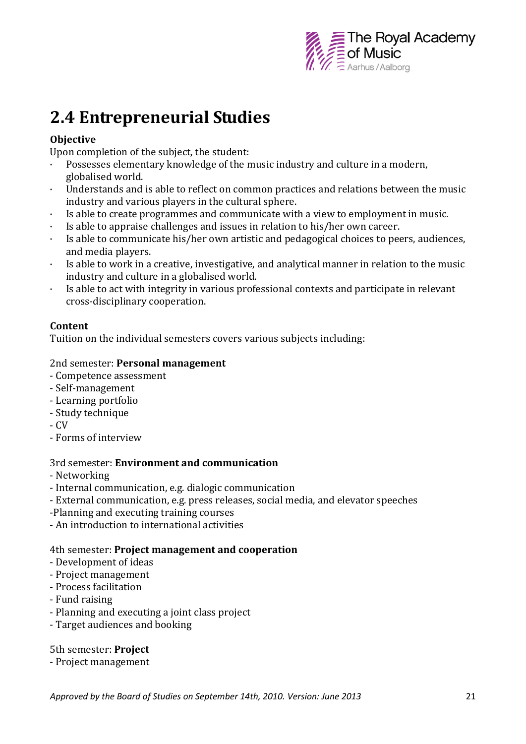# 2.4 Entrepreneurial Studies

**Objective**

Upon completion of the subject, the student:

- Possesses elementary knowledge of the music industry and culture in a modern, globalised world.
- Understands and is able to reflect on common practices and relations between the music industry and various players in the cultural sphere.
- Is able to create programmes and communicate with a view to employment in music.
- Is able to appraise challenges and issues in relation to his/her own career.
- Is able to communicate his/her own artistic and pedagogical choices to peers, audiences, and media players.
- Is able to work in a creative, investigative, and analytical manner in relation to the music industry and culture in a globalised world.
- Is able to act with integrity in various professional contexts and participate in relevant cross-disciplinary cooperation.

**Content**

Tuition on the individual semesters covers various subjects including:

2nd semester: **Personal management**

- Competence assessment
- Self-management
- Learning portfolio
- Study technique
- CV
- Forms of interview

3rd semester: **Environment and communication**

- Networking
- Internal communication, e.g. dialogic communication
- External communication, e.g. press releases, social media, and elevator speeches
- Planning and executing training courses
- An introduction to international activities

4th semester: **Project management and cooperation**

- Development of ideas
- Project management
- Process facilitation
- Fund raising
- Planning and executing a joint class project
- Target audiences and booking

5th semester: **Project**

- Project management

*Approved by the Board of Studies on September 14th, 2010. Version: June 2013*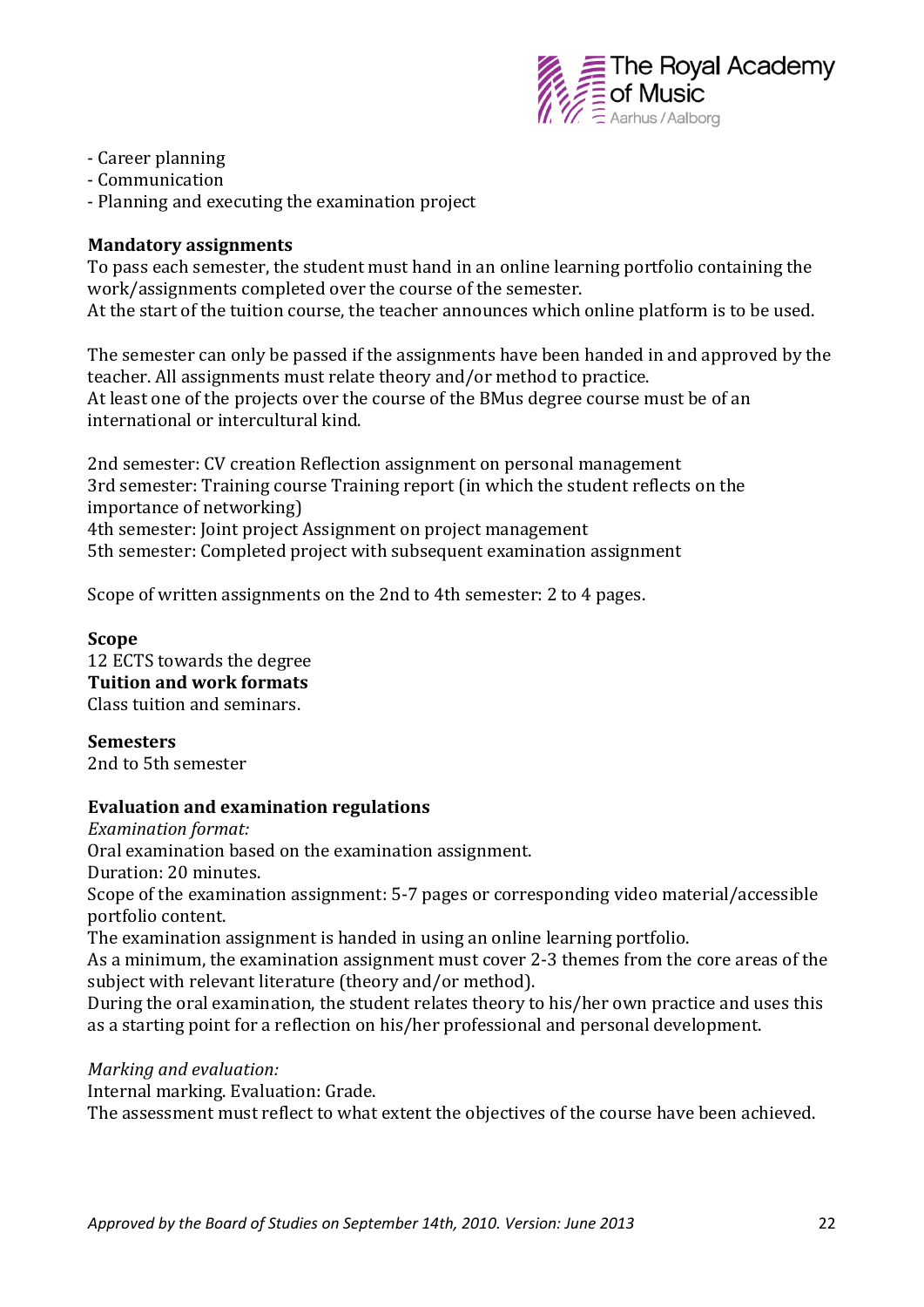- Career planning
- Communication
- Planning and executing the examination project

**Mandatory assignments**

To pass each semester, the student must hand in an online learning portfolio containing the work/assignments completed over the course of the semester.
At the start of the tuition course, the teacher announces which online platform is to be used.

The semester can only be passed if the assignments have been handed in and approved by the teacher. All assignments must relate theory and/or method to practice.
At least one of the projects over the course of the BMus degree course must be of an international or intercultural kind.

2nd semester: CV creation Reflection assignment on personal management
3rd semester: Training course Training report (in which the student reflects on the importance of networking)
4th semester: Joint project Assignment on project management
5th semester: Completed project with subsequent examination assignment

Scope of written assignments on the 2nd to 4th semester: 2 to 4 pages.

**Scope**

12 ECTS towards the degree

**Tuition and work formats**

Class tuition and seminars.

**Semesters**

2nd to 5th semester

**Evaluation and examination regulations**

*Examination format:*

Oral examination based on the examination assignment.
Duration: 20 minutes.
Scope of the examination assignment: 5-7 pages or corresponding video material/accessible portfolio content.
The examination assignment is handed in using an online learning portfolio.
As a minimum, the examination assignment must cover 2-3 themes from the core areas of the subject with relevant literature (theory and/or method).
During the oral examination, the student relates theory to his/her own practice and uses this as a starting point for a reflection on his/her professional and personal development.

*Marking and evaluation:*

Internal marking. Evaluation: Grade.
The assessment must reflect to what extent the objectives of the course have been achieved.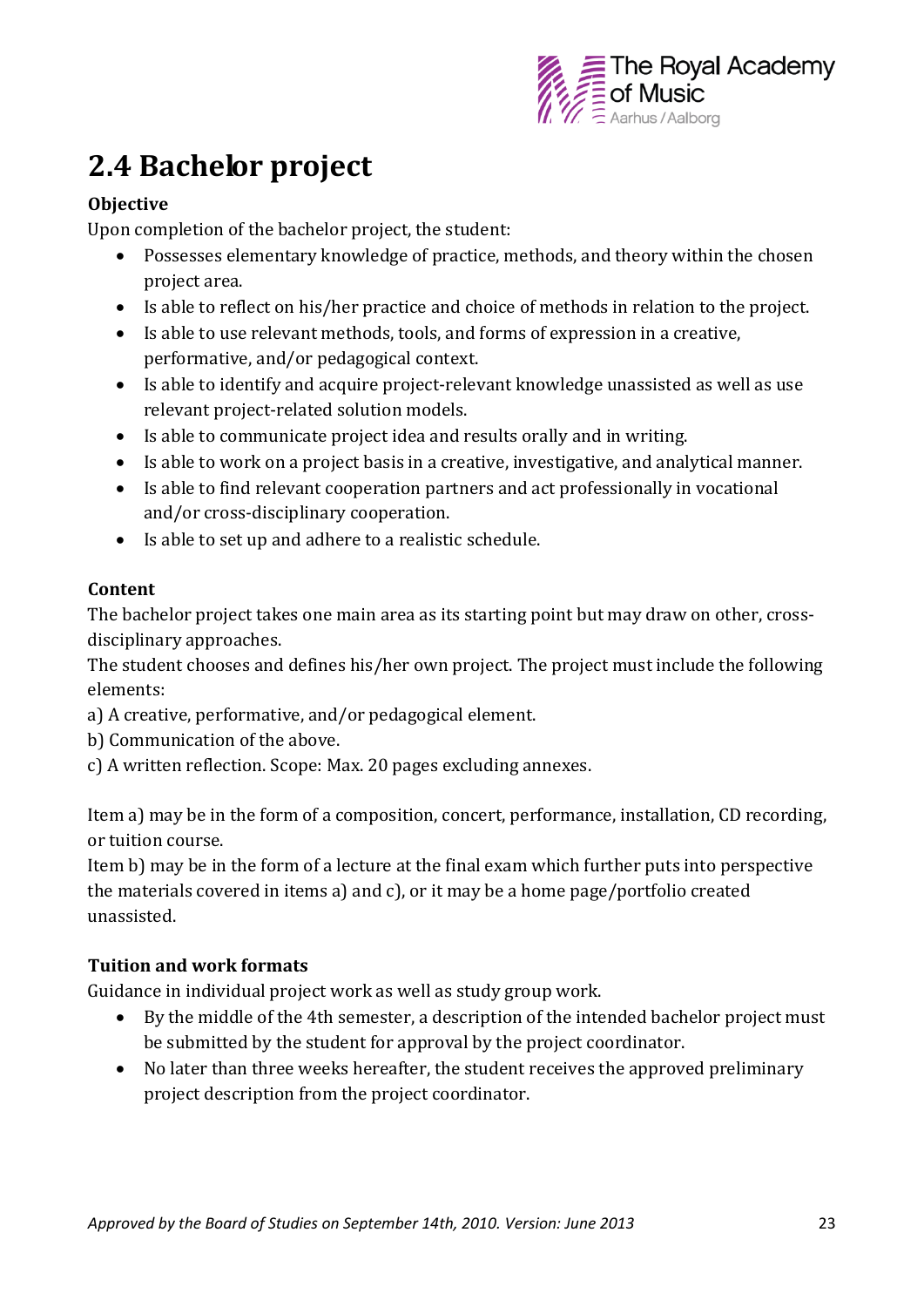# 2.4 Bachelor project

**Objective**

Upon completion of the bachelor project, the student:

- Possesses elementary knowledge of practice, methods, and theory within the chosen project area.
- Is able to reflect on his/her practice and choice of methods in relation to the project.
- Is able to use relevant methods, tools, and forms of expression in a creative, performative, and/or pedagogical context.
- Is able to identify and acquire project-relevant knowledge unassisted as well as use relevant project-related solution models.
- Is able to communicate project idea and results orally and in writing.
- Is able to work on a project basis in a creative, investigative, and analytical manner.
- Is able to find relevant cooperation partners and act professionally in vocational and/or cross-disciplinary cooperation.
- Is able to set up and adhere to a realistic schedule.

**Content**

The bachelor project takes one main area as its starting point but may draw on other, cross-disciplinary approaches.

The student chooses and defines his/her own project. The project must include the following elements:

a) A creative, performative, and/or pedagogical element.

b) Communication of the above.

c) A written reflection. Scope: Max. 20 pages excluding annexes.

Item a) may be in the form of a composition, concert, performance, installation, CD recording, or tuition course.

Item b) may be in the form of a lecture at the final exam which further puts into perspective the materials covered in items a) and c), or it may be a home page/portfolio created unassisted.

**Tuition and work formats**

Guidance in individual project work as well as study group work.

- By the middle of the 4th semester, a description of the intended bachelor project must be submitted by the student for approval by the project coordinator.
- No later than three weeks hereafter, the student receives the approved preliminary project description from the project coordinator.

*Approved by the Board of Studies on September 14th, 2010. Version: June 2013*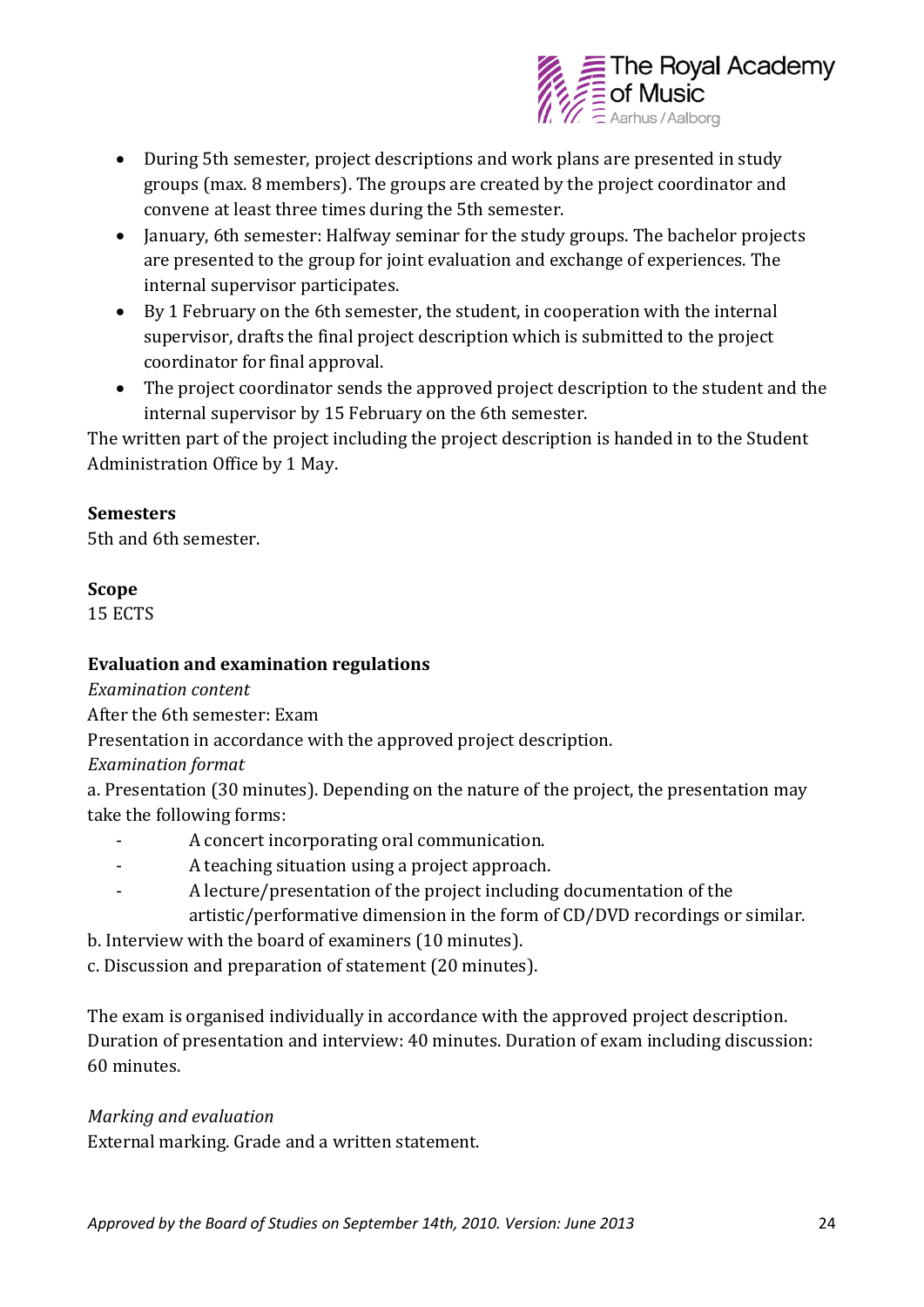- During 5th semester, project descriptions and work plans are presented in study groups (max. 8 members). The groups are created by the project coordinator and convene at least three times during the 5th semester.
- January, 6th semester: Halfway seminar for the study groups. The bachelor projects are presented to the group for joint evaluation and exchange of experiences. The internal supervisor participates.
- By 1 February on the 6th semester, the student, in cooperation with the internal supervisor, drafts the final project description which is submitted to the project coordinator for final approval.
- The project coordinator sends the approved project description to the student and the internal supervisor by 15 February on the 6th semester.

The written part of the project including the project description is handed in to the Student Administration Office by 1 May.

**Semesters**

5th and 6th semester.

**Scope**

15 ECTS

**Evaluation and examination regulations**

*Examination content*

After the 6th semester: Exam

Presentation in accordance with the approved project description.

*Examination format*

a. Presentation (30 minutes). Depending on the nature of the project, the presentation may take the following forms:

- A concert incorporating oral communication.
- A teaching situation using a project approach.
- A lecture/presentation of the project including documentation of the artistic/performative dimension in the form of CD/DVD recordings or similar.

b. Interview with the board of examiners (10 minutes).

c. Discussion and preparation of statement (20 minutes).

The exam is organised individually in accordance with the approved project description. Duration of presentation and interview: 40 minutes. Duration of exam including discussion: 60 minutes.

*Marking and evaluation*

External marking. Grade and a written statement.